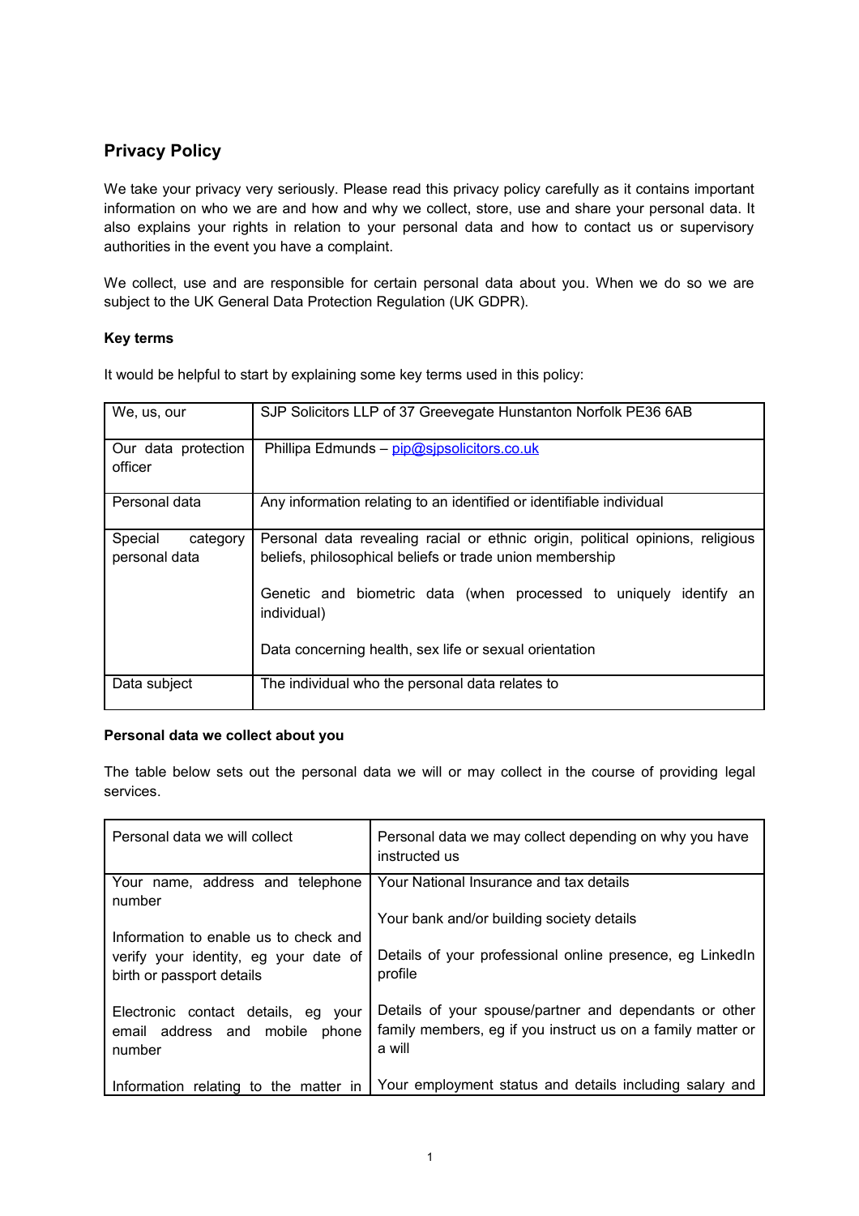## Privacy Policy

We take your privacy very seriously. Please read this privacy policy carefully as it contains important information on who we are and how and why we collect, store, use and share your personal data. It also explains your rights in relation to your personal data and how to contact us or supervisory authorities in the event you have a complaint.

We collect, use and are responsible for certain personal data about you. When we do so we are subject to the UK General Data Protection Regulation (UK GDPR).

### Key terms

It would be helpful to start by explaining some key terms used in this policy:

| | |
|---|---|
| We, us, our | SJP Solicitors LLP of 37 Greevegate Hunstanton Norfolk PE36 6AB |
| Our data protection officer | Phillipa Edmunds – pip@sjpsolicitors.co.uk |
| Personal data | Any information relating to an identified or identifiable individual |
| Special category personal data | Personal data revealing racial or ethnic origin, political opinions, religious beliefs, philosophical beliefs or trade union membership<br><br>Genetic and biometric data (when processed to uniquely identify an individual)<br><br>Data concerning health, sex life or sexual orientation |
| Data subject | The individual who the personal data relates to |

### Personal data we collect about you

The table below sets out the personal data we will or may collect in the course of providing legal services.

| Personal data we will collect | Personal data we may collect depending on why you have instructed us |
|---|---|
| Your name, address and telephone number<br><br>Information to enable us to check and verify your identity, eg your date of birth or passport details<br><br>Electronic contact details, eg your email address and mobile phone number<br><br>Information relating to the matter in | Your National Insurance and tax details<br><br>Your bank and/or building society details<br><br>Details of your professional online presence, eg LinkedIn profile<br><br>Details of your spouse/partner and dependants or other family members, eg if you instruct us on a family matter or a will<br><br>Your employment status and details including salary and |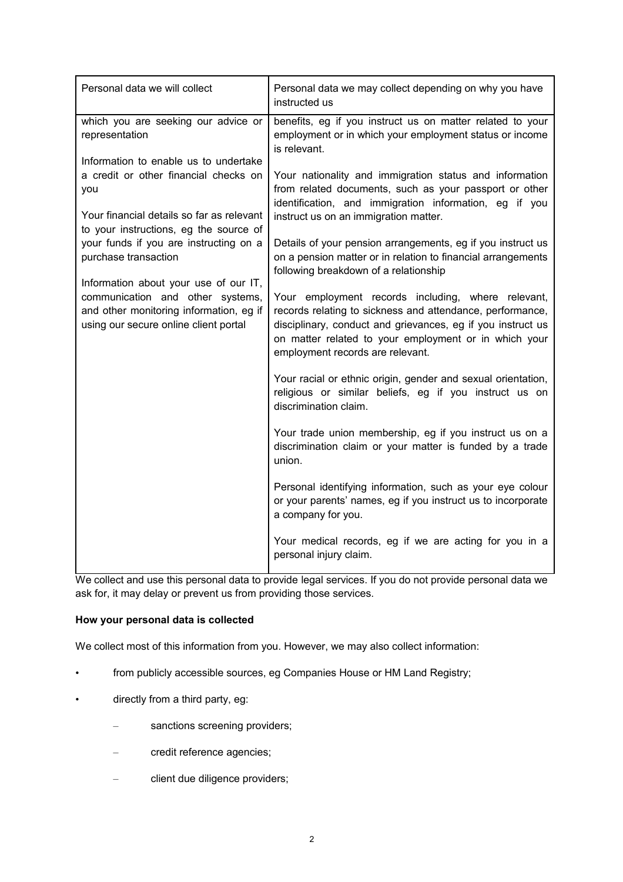| Personal data we will collect | Personal data we may collect depending on why you have instructed us |
| --- | --- |
| which you are seeking our advice or representation<br><br>Information to enable us to undertake a credit or other financial checks on you<br><br>Your financial details so far as relevant to your instructions, eg the source of your funds if you are instructing on a purchase transaction<br><br>Information about your use of our IT, communication and other systems, and other monitoring information, eg if using our secure online client portal | benefits, eg if you instruct us on matter related to your employment or in which your employment status or income is relevant.<br><br>Your nationality and immigration status and information from related documents, such as your passport or other identification, and immigration information, eg if you instruct us on an immigration matter.<br><br>Details of your pension arrangements, eg if you instruct us on a pension matter or in relation to financial arrangements following breakdown of a relationship<br><br>Your employment records including, where relevant, records relating to sickness and attendance, performance, disciplinary, conduct and grievances, eg if you instruct us on matter related to your employment or in which your employment records are relevant.<br><br>Your racial or ethnic origin, gender and sexual orientation, religious or similar beliefs, eg if you instruct us on discrimination claim.<br><br>Your trade union membership, eg if you instruct us on a discrimination claim or your matter is funded by a trade union.<br><br>Personal identifying information, such as your eye colour or your parents' names, eg if you instruct us to incorporate a company for you.<br><br>Your medical records, eg if we are acting for you in a personal injury claim. |

We collect and use this personal data to provide legal services. If you do not provide personal data we ask for, it may delay or prevent us from providing those services.

**How your personal data is collected**

We collect most of this information from you. However, we may also collect information:

- from publicly accessible sources, eg Companies House or HM Land Registry;
- directly from a third party, eg:
  - sanctions screening providers;
  - credit reference agencies;
  - client due diligence providers;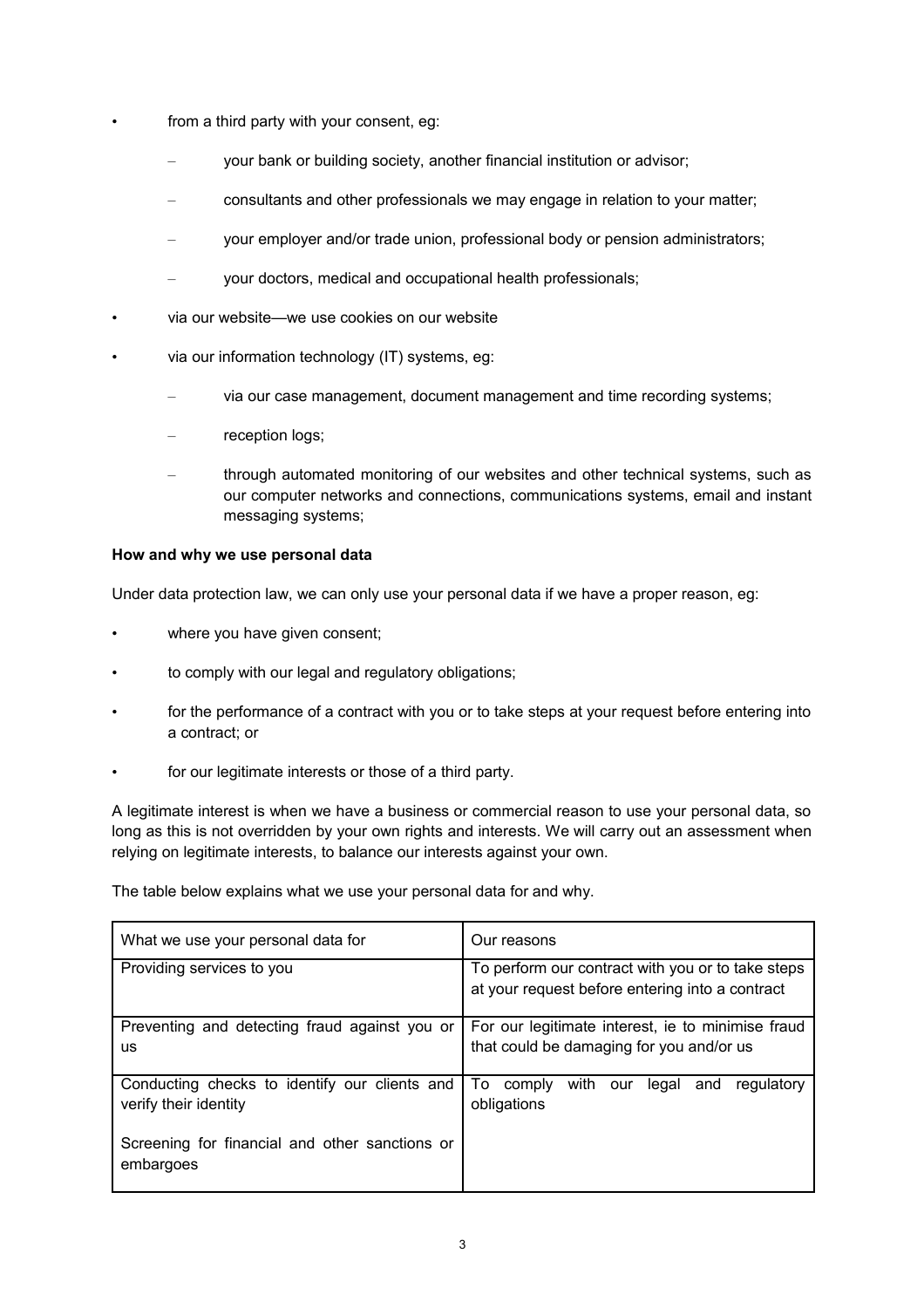- from a third party with your consent, eg:
  - your bank or building society, another financial institution or advisor;
  - consultants and other professionals we may engage in relation to your matter;
  - your employer and/or trade union, professional body or pension administrators;
  - your doctors, medical and occupational health professionals;
- via our website—we use cookies on our website
- via our information technology (IT) systems, eg:
  - via our case management, document management and time recording systems;
  - reception logs;
  - through automated monitoring of our websites and other technical systems, such as our computer networks and connections, communications systems, email and instant messaging systems;

**How and why we use personal data**

Under data protection law, we can only use your personal data if we have a proper reason, eg:

- where you have given consent;
- to comply with our legal and regulatory obligations;
- for the performance of a contract with you or to take steps at your request before entering into a contract; or
- for our legitimate interests or those of a third party.

A legitimate interest is when we have a business or commercial reason to use your personal data, so long as this is not overridden by your own rights and interests. We will carry out an assessment when relying on legitimate interests, to balance our interests against your own.

The table below explains what we use your personal data for and why.

| What we use your personal data for | Our reasons |
| --- | --- |
| Providing services to you | To perform our contract with you or to take steps at your request before entering into a contract |
| Preventing and detecting fraud against you or us | For our legitimate interest, ie to minimise fraud that could be damaging for you and/or us |
| Conducting checks to identify our clients and verify their identity<br><br>Screening for financial and other sanctions or embargoes | To comply with our legal and regulatory obligations |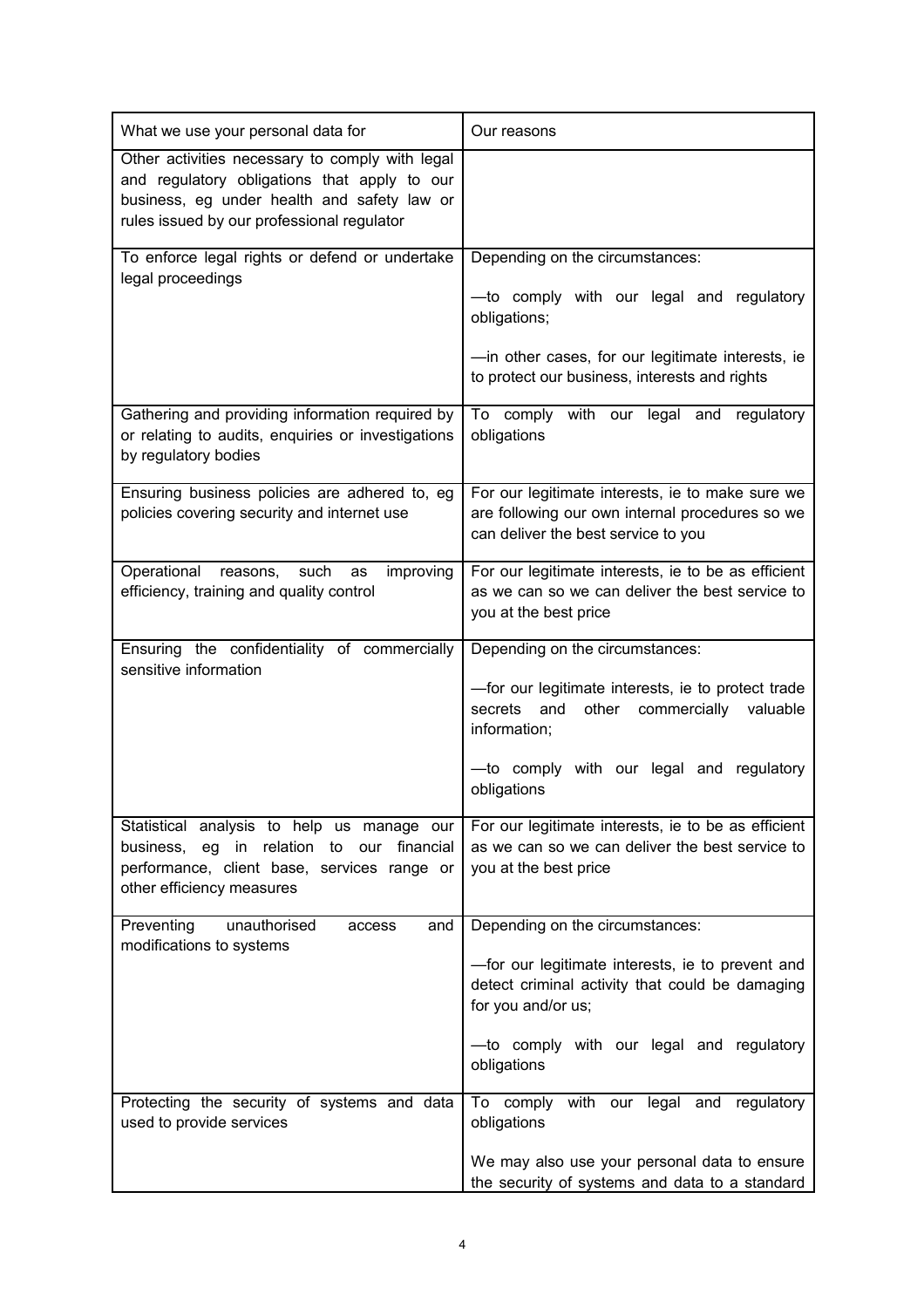| What we use your personal data for | Our reasons |
|---|---|
| Other activities necessary to comply with legal and regulatory obligations that apply to our business, eg under health and safety law or rules issued by our professional regulator | |
| To enforce legal rights or defend or undertake legal proceedings | Depending on the circumstances:<br><br>—to comply with our legal and regulatory obligations;<br><br>—in other cases, for our legitimate interests, ie to protect our business, interests and rights |
| Gathering and providing information required by or relating to audits, enquiries or investigations by regulatory bodies | To comply with our legal and regulatory obligations |
| Ensuring business policies are adhered to, eg policies covering security and internet use | For our legitimate interests, ie to make sure we are following our own internal procedures so we can deliver the best service to you |
| Operational reasons, such as improving efficiency, training and quality control | For our legitimate interests, ie to be as efficient as we can so we can deliver the best service to you at the best price |
| Ensuring the confidentiality of commercially sensitive information | Depending on the circumstances:<br><br>—for our legitimate interests, ie to protect trade secrets and other commercially valuable information;<br><br>—to comply with our legal and regulatory obligations |
| Statistical analysis to help us manage our business, eg in relation to our financial performance, client base, services range or other efficiency measures | For our legitimate interests, ie to be as efficient as we can so we can deliver the best service to you at the best price |
| Preventing unauthorised access and modifications to systems | Depending on the circumstances:<br><br>—for our legitimate interests, ie to prevent and detect criminal activity that could be damaging for you and/or us;<br><br>—to comply with our legal and regulatory obligations |
| Protecting the security of systems and data used to provide services | To comply with our legal and regulatory obligations<br><br>We may also use your personal data to ensure the security of systems and data to a standard |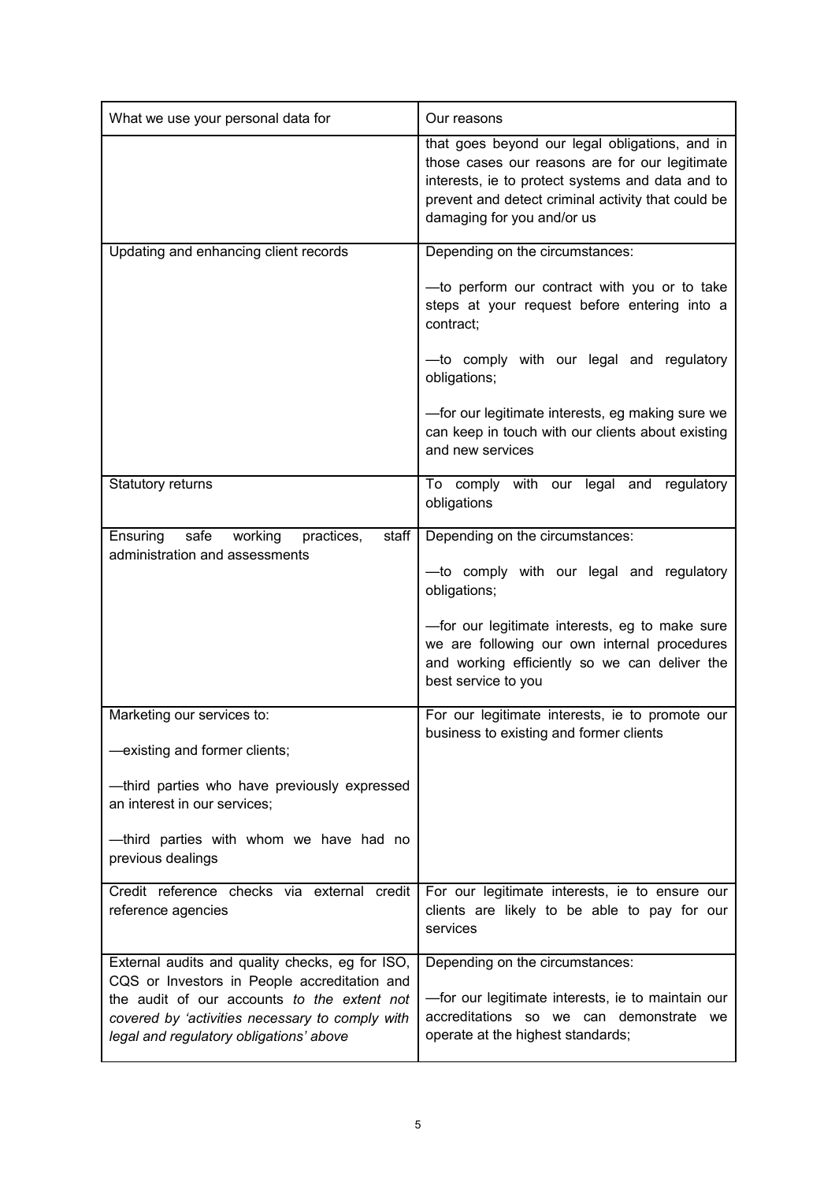| What we use your personal data for | Our reasons |
|---|---|
| | that goes beyond our legal obligations, and in those cases our reasons are for our legitimate interests, ie to protect systems and data and to prevent and detect criminal activity that could be damaging for you and/or us |
| Updating and enhancing client records | Depending on the circumstances:<br><br>—to perform our contract with you or to take steps at your request before entering into a contract;<br><br>—to comply with our legal and regulatory obligations;<br><br>—for our legitimate interests, eg making sure we can keep in touch with our clients about existing and new services |
| Statutory returns | To comply with our legal and regulatory obligations |
| Ensuring safe working practices, staff administration and assessments | Depending on the circumstances:<br><br>—to comply with our legal and regulatory obligations;<br><br>—for our legitimate interests, eg to make sure we are following our own internal procedures and working efficiently so we can deliver the best service to you |
| Marketing our services to:<br><br>—existing and former clients;<br><br>—third parties who have previously expressed an interest in our services;<br><br>—third parties with whom we have had no previous dealings | For our legitimate interests, ie to promote our business to existing and former clients |
| Credit reference checks via external credit reference agencies | For our legitimate interests, ie to ensure our clients are likely to be able to pay for our services |
| External audits and quality checks, eg for ISO, CQS or Investors in People accreditation and the audit of our accounts *to the extent not covered by 'activities necessary to comply with legal and regulatory obligations' above* | Depending on the circumstances:<br><br>—for our legitimate interests, ie to maintain our accreditations so we can demonstrate we operate at the highest standards; |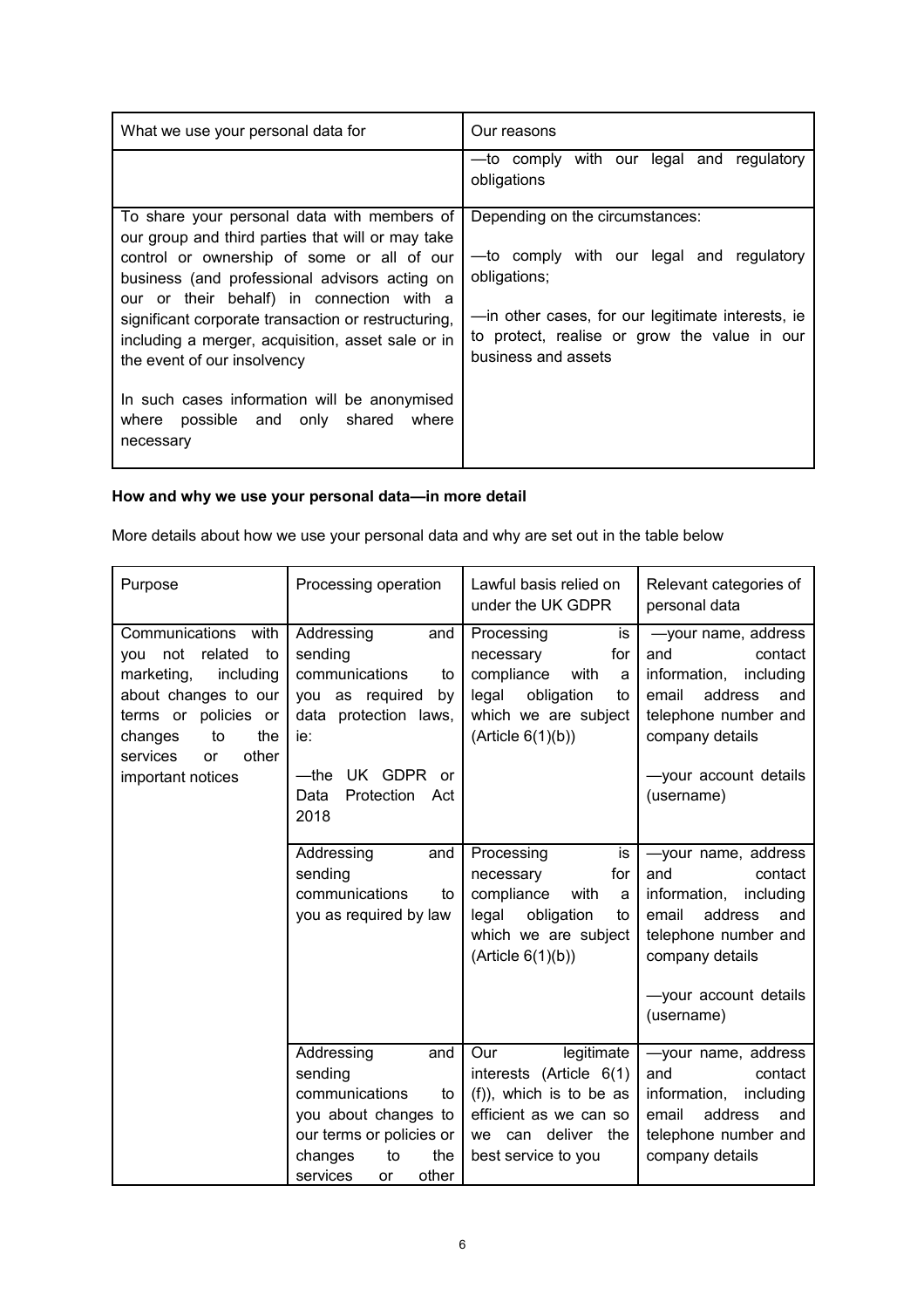| What we use your personal data for | Our reasons |
|---|---|
| | —to comply with our legal and regulatory obligations |
| To share your personal data with members of our group and third parties that will or may take control or ownership of some or all of our business (and professional advisors acting on our or their behalf) in connection with a significant corporate transaction or restructuring, including a merger, acquisition, asset sale or in the event of our insolvency<br><br>In such cases information will be anonymised where possible and only shared where necessary | Depending on the circumstances:<br><br>—to comply with our legal and regulatory obligations;<br><br>—in other cases, for our legitimate interests, ie to protect, realise or grow the value in our business and assets |

**How and why we use your personal data—in more detail**

More details about how we use your personal data and why are set out in the table below

| Purpose | Processing operation | Lawful basis relied on under the UK GDPR | Relevant categories of personal data |
|---|---|---|---|
| Communications with you not related to marketing, including about changes to our terms or policies or changes to the services or other important notices | Addressing and sending communications to you as required by data protection laws, ie:<br><br>—the UK GDPR or Data Protection Act 2018 | Processing is necessary for compliance with a legal obligation to which we are subject (Article 6(1)(b)) | —your name, address and contact information, including email address and telephone number and company details<br><br>—your account details (username) |
| | Addressing and sending communications to you as required by law | Processing is necessary for compliance with a legal obligation to which we are subject (Article 6(1)(b)) | —your name, address and contact information, including email address and telephone number and company details<br><br>—your account details (username) |
| | Addressing and sending communications to you about changes to our terms or policies or changes to the services or other | Our legitimate interests (Article 6(1)(f)), which is to be as efficient as we can so we can deliver the best service to you | —your name, address and contact information, including email address and telephone number and company details |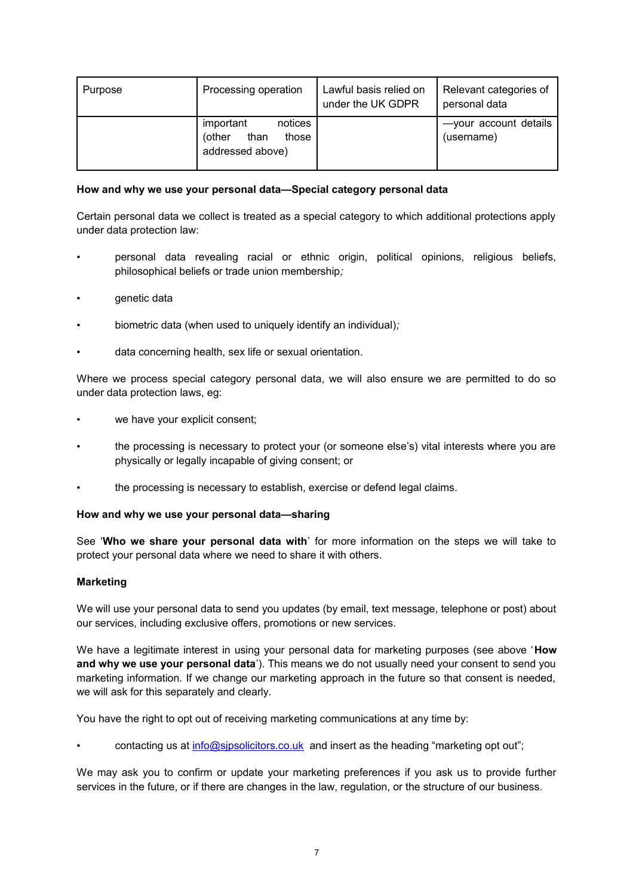| Purpose | Processing operation | Lawful basis relied on under the UK GDPR | Relevant categories of personal data |
| --- | --- | --- | --- |
| | important notices (other than those addressed above) | | —your account details (username) |

**How and why we use your personal data—Special category personal data**

Certain personal data we collect is treated as a special category to which additional protections apply under data protection law:

- personal data revealing racial or ethnic origin, political opinions, religious beliefs, philosophical beliefs or trade union membership;
- genetic data
- biometric data (when used to uniquely identify an individual);
- data concerning health, sex life or sexual orientation.

Where we process special category personal data, we will also ensure we are permitted to do so under data protection laws, eg:

- we have your explicit consent;
- the processing is necessary to protect your (or someone else's) vital interests where you are physically or legally incapable of giving consent; or
- the processing is necessary to establish, exercise or defend legal claims.

**How and why we use your personal data—sharing**

See '**Who we share your personal data with**' for more information on the steps we will take to protect your personal data where we need to share it with others.

**Marketing**

We will use your personal data to send you updates (by email, text message, telephone or post) about our services, including exclusive offers, promotions or new services.

We have a legitimate interest in using your personal data for marketing purposes (see above '**How and why we use your personal data**'). This means we do not usually need your consent to send you marketing information. If we change our marketing approach in the future so that consent is needed, we will ask for this separately and clearly.

You have the right to opt out of receiving marketing communications at any time by:

- contacting us at info@sjpsolicitors.co.uk and insert as the heading "marketing opt out";

We may ask you to confirm or update your marketing preferences if you ask us to provide further services in the future, or if there are changes in the law, regulation, or the structure of our business.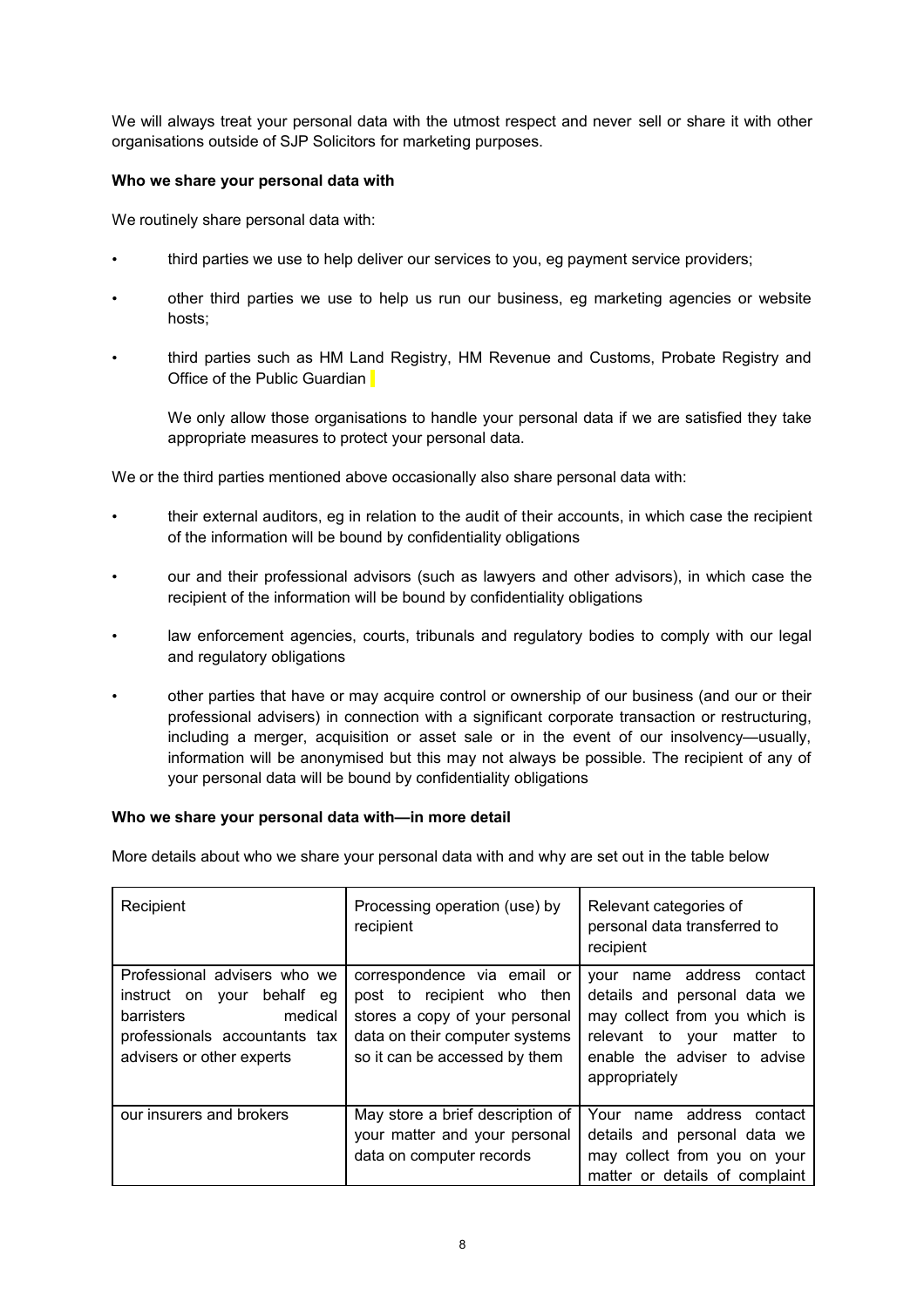We will always treat your personal data with the utmost respect and never sell or share it with other organisations outside of SJP Solicitors for marketing purposes.

**Who we share your personal data with**

We routinely share personal data with:

- third parties we use to help deliver our services to you, eg payment service providers;
- other third parties we use to help us run our business, eg marketing agencies or website hosts;
- third parties such as HM Land Registry, HM Revenue and Customs, Probate Registry and Office of the Public Guardian

  We only allow those organisations to handle your personal data if we are satisfied they take appropriate measures to protect your personal data.

We or the third parties mentioned above occasionally also share personal data with:

- their external auditors, eg in relation to the audit of their accounts, in which case the recipient of the information will be bound by confidentiality obligations
- our and their professional advisors (such as lawyers and other advisors), in which case the recipient of the information will be bound by confidentiality obligations
- law enforcement agencies, courts, tribunals and regulatory bodies to comply with our legal and regulatory obligations
- other parties that have or may acquire control or ownership of our business (and our or their professional advisers) in connection with a significant corporate transaction or restructuring, including a merger, acquisition or asset sale or in the event of our insolvency—usually, information will be anonymised but this may not always be possible. The recipient of any of your personal data will be bound by confidentiality obligations

**Who we share your personal data with—in more detail**

More details about who we share your personal data with and why are set out in the table below

| Recipient | Processing operation (use) by recipient | Relevant categories of personal data transferred to recipient |
|---|---|---|
| Professional advisers who we instruct on your behalf eg barristers medical professionals accountants tax advisers or other experts | correspondence via email or post to recipient who then stores a copy of your personal data on their computer systems so it can be accessed by them | your name address contact details and personal data we may collect from you which is relevant to your matter to enable the adviser to advise appropriately |
| our insurers and brokers | May store a brief description of your matter and your personal data on computer records | Your name address contact details and personal data we may collect from you on your matter or details of complaint |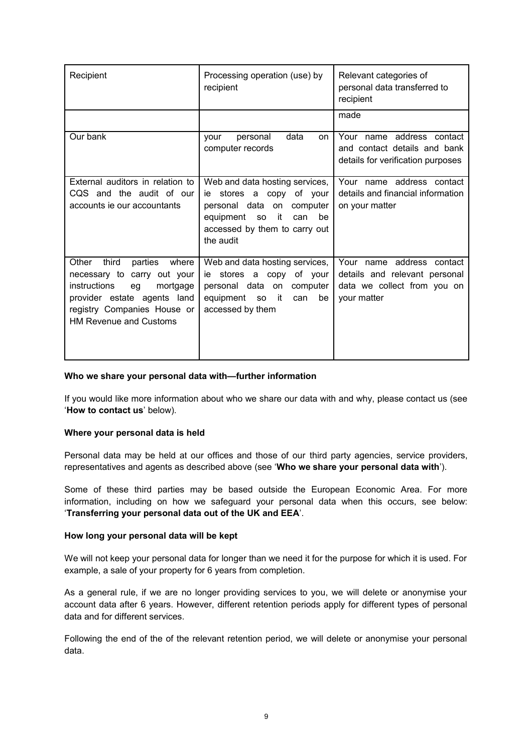| Recipient | Processing operation (use) by recipient | Relevant categories of personal data transferred to recipient |
| --- | --- | --- |
| | | made |
| Our bank | your personal data on computer records | Your name address contact and contact details and bank details for verification purposes |
| External auditors in relation to CQS and the audit of our accounts ie our accountants | Web and data hosting services, ie stores a copy of your personal data on computer equipment so it can be accessed by them to carry out the audit | Your name address contact details and financial information on your matter |
| Other third parties where necessary to carry out your instructions eg mortgage provider estate agents land registry Companies House or HM Revenue and Customs | Web and data hosting services, ie stores a copy of your personal data on computer equipment so it can be accessed by them | Your name address contact details and relevant personal data we collect from you on your matter |

**Who we share your personal data with—further information**

If you would like more information about who we share our data with and why, please contact us (see '**How to contact us**' below).

**Where your personal data is held**

Personal data may be held at our offices and those of our third party agencies, service providers, representatives and agents as described above (see '**Who we share your personal data with**').

Some of these third parties may be based outside the European Economic Area. For more information, including on how we safeguard your personal data when this occurs, see below: '**Transferring your personal data out of the UK and EEA**'.

**How long your personal data will be kept**

We will not keep your personal data for longer than we need it for the purpose for which it is used. For example, a sale of your property for 6 years from completion.

As a general rule, if we are no longer providing services to you, we will delete or anonymise your account data after 6 years. However, different retention periods apply for different types of personal data and for different services.

Following the end of the of the relevant retention period, we will delete or anonymise your personal data.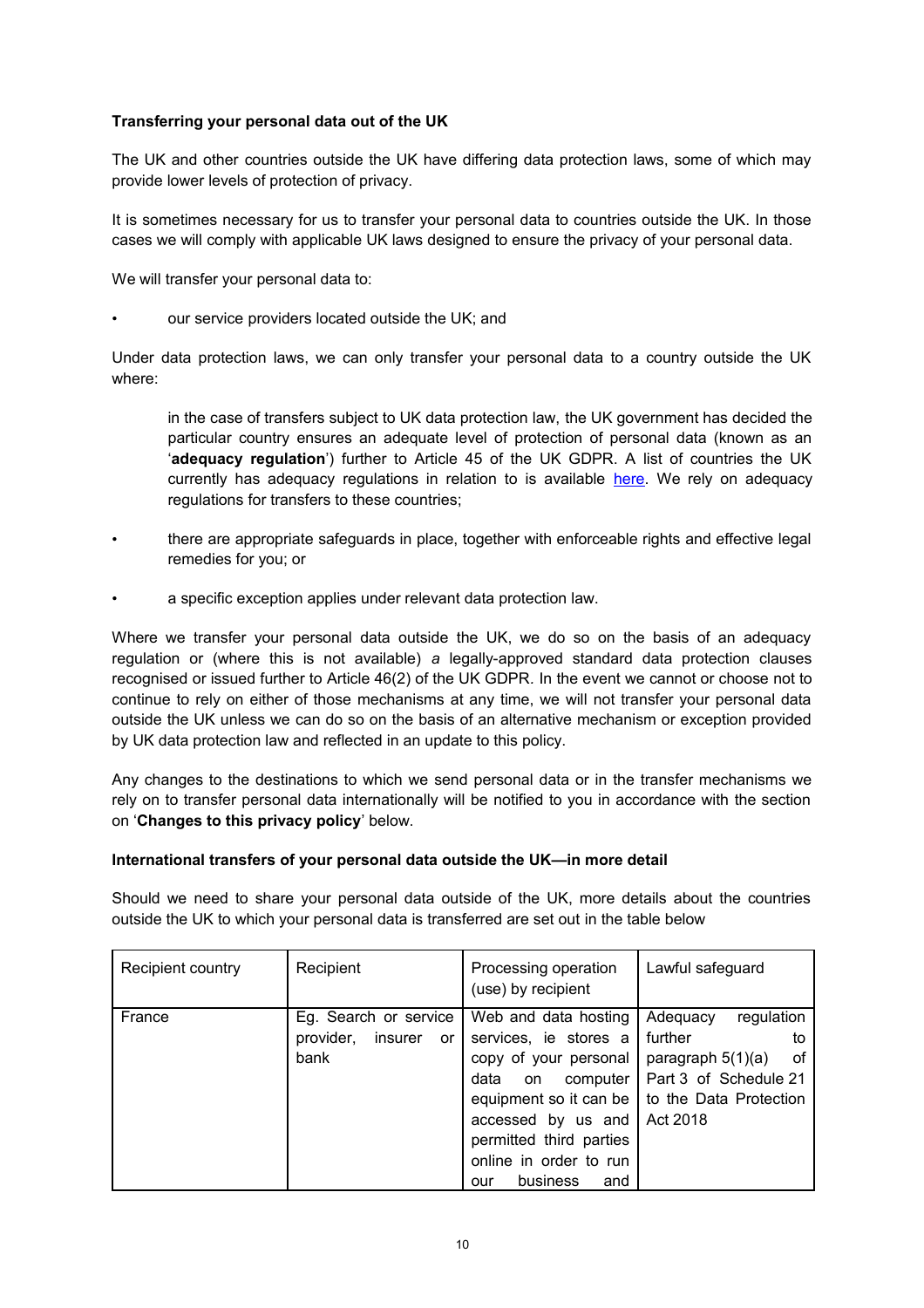**Transferring your personal data out of the UK**

The UK and other countries outside the UK have differing data protection laws, some of which may provide lower levels of protection of privacy.

It is sometimes necessary for us to transfer your personal data to countries outside the UK. In those cases we will comply with applicable UK laws designed to ensure the privacy of your personal data.

We will transfer your personal data to:

- our service providers located outside the UK; and

Under data protection laws, we can only transfer your personal data to a country outside the UK where:

in the case of transfers subject to UK data protection law, the UK government has decided the particular country ensures an adequate level of protection of personal data (known as an '**adequacy regulation**') further to Article 45 of the UK GDPR. A list of countries the UK currently has adequacy regulations in relation to is available here. We rely on adequacy regulations for transfers to these countries;

- there are appropriate safeguards in place, together with enforceable rights and effective legal remedies for you; or
- a specific exception applies under relevant data protection law.

Where we transfer your personal data outside the UK, we do so on the basis of an adequacy regulation or (where this is not available) *a* legally-approved standard data protection clauses recognised or issued further to Article 46(2) of the UK GDPR. In the event we cannot or choose not to continue to rely on either of those mechanisms at any time, we will not transfer your personal data outside the UK unless we can do so on the basis of an alternative mechanism or exception provided by UK data protection law and reflected in an update to this policy.

Any changes to the destinations to which we send personal data or in the transfer mechanisms we rely on to transfer personal data internationally will be notified to you in accordance with the section on '**Changes to this privacy policy**' below.

**International transfers of your personal data outside the UK—in more detail**

Should we need to share your personal data outside of the UK, more details about the countries outside the UK to which your personal data is transferred are set out in the table below

| Recipient country | Recipient | Processing operation (use) by recipient | Lawful safeguard |
|---|---|---|---|
| France | Eg. Search or service provider, insurer or bank | Web and data hosting services, ie stores a copy of your personal data on computer equipment so it can be accessed by us and permitted third parties online in order to run our business and | Adequacy regulation further to paragraph 5(1)(a) of Part 3 of Schedule 21 to the Data Protection Act 2018 |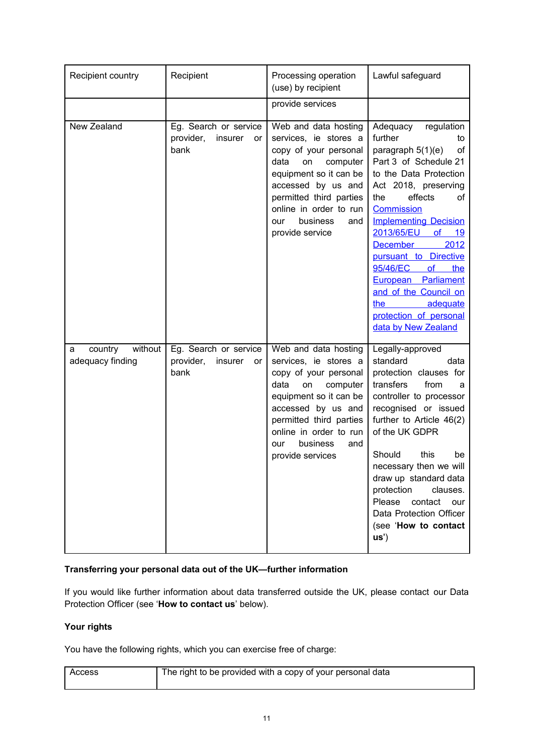| Recipient country | Recipient | Processing operation (use) by recipient | Lawful safeguard |
|---|---|---|---|
| | | provide services | |
| New Zealand | Eg. Search or service provider, insurer or bank | Web and data hosting services, ie stores a copy of your personal data on computer equipment so it can be accessed by us and permitted third parties online in order to run our business and provide service | Adequacy regulation further to paragraph 5(1)(e) of Part 3 of Schedule 21 to the Data Protection Act 2018, preserving the effects of Commission Implementing Decision 2013/65/EU of 19 December 2012 pursuant to Directive 95/46/EC of the European Parliament and of the Council on the adequate protection of personal data by New Zealand |
| a country without adequacy finding | Eg. Search or service provider, insurer or bank | Web and data hosting services, ie stores a copy of your personal data on computer equipment so it can be accessed by us and permitted third parties online in order to run our business and provide services | Legally-approved standard data protection clauses for transfers from a controller to processor recognised or issued further to Article 46(2) of the UK GDPR<br><br>Should this be necessary then we will draw up standard data protection clauses. Please contact our Data Protection Officer (see '**How to contact us**') |

**Transferring your personal data out of the UK—further information**

If you would like further information about data transferred outside the UK, please contact our Data Protection Officer (see '**How to contact us**' below).

**Your rights**

You have the following rights, which you can exercise free of charge:

| Access | The right to be provided with a copy of your personal data |
|---|---|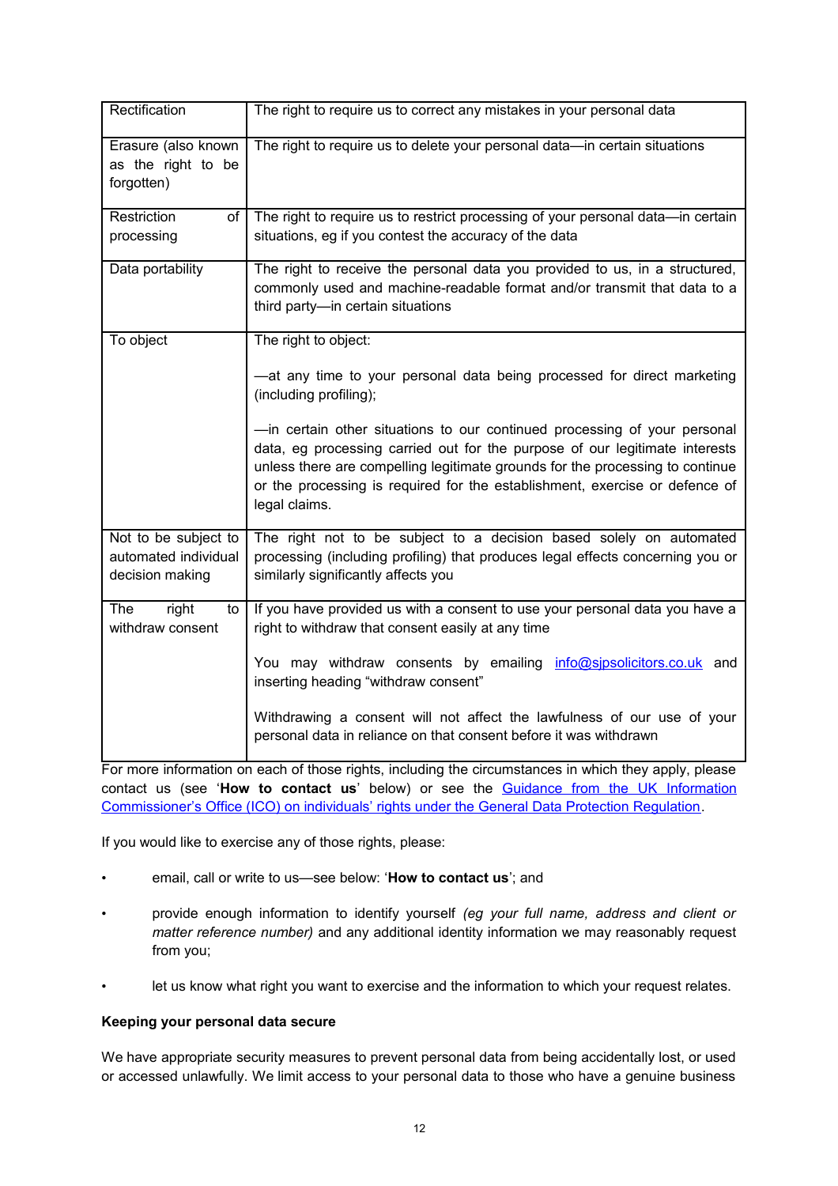| Rectification | The right to require us to correct any mistakes in your personal data |
|---|---|
| Erasure (also known as the right to be forgotten) | The right to require us to delete your personal data—in certain situations |
| Restriction of processing | The right to require us to restrict processing of your personal data—in certain situations, eg if you contest the accuracy of the data |
| Data portability | The right to receive the personal data you provided to us, in a structured, commonly used and machine-readable format and/or transmit that data to a third party—in certain situations |
| To object | The right to object:<br><br>—at any time to your personal data being processed for direct marketing (including profiling);<br><br>—in certain other situations to our continued processing of your personal data, eg processing carried out for the purpose of our legitimate interests unless there are compelling legitimate grounds for the processing to continue or the processing is required for the establishment, exercise or defence of legal claims. |
| Not to be subject to automated individual decision making | The right not to be subject to a decision based solely on automated processing (including profiling) that produces legal effects concerning you or similarly significantly affects you |
| The right to withdraw consent | If you have provided us with a consent to use your personal data you have a right to withdraw that consent easily at any time<br><br>You may withdraw consents by emailing [info@sjpsolicitors.co.uk](mailto:info@sjpsolicitors.co.uk) and inserting heading "withdraw consent"<br><br>Withdrawing a consent will not affect the lawfulness of our use of your personal data in reliance on that consent before it was withdrawn |

For more information on each of those rights, including the circumstances in which they apply, please contact us (see '**How to contact us**' below) or see the Guidance from the UK Information Commissioner's Office (ICO) on individuals' rights under the General Data Protection Regulation.

If you would like to exercise any of those rights, please:

- email, call or write to us—see below: '**How to contact us**'; and
- provide enough information to identify yourself *(eg your full name, address and client or matter reference number)* and any additional identity information we may reasonably request from you;
- let us know what right you want to exercise and the information to which your request relates.

**Keeping your personal data secure**

We have appropriate security measures to prevent personal data from being accidentally lost, or used or accessed unlawfully. We limit access to your personal data to those who have a genuine business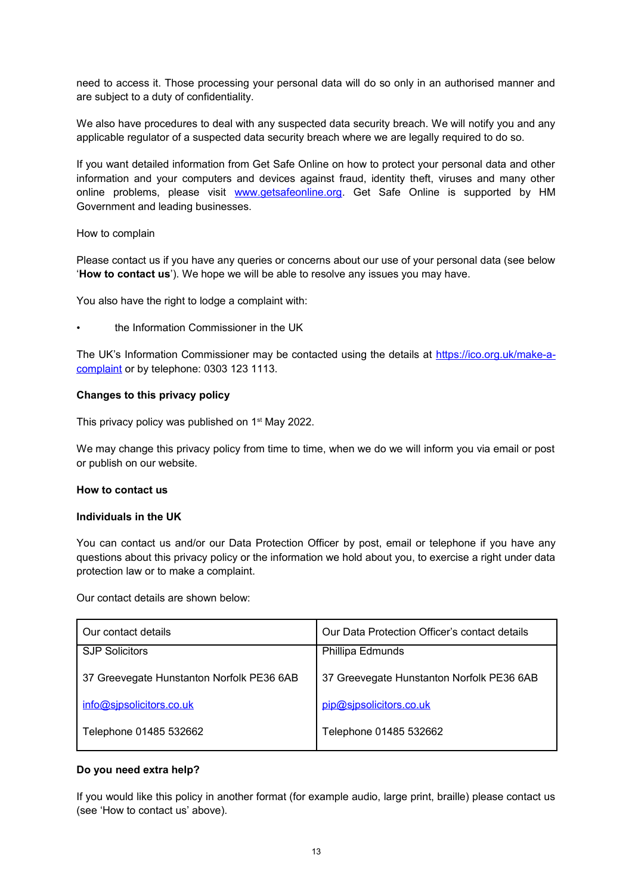need to access it. Those processing your personal data will do so only in an authorised manner and are subject to a duty of confidentiality.

We also have procedures to deal with any suspected data security breach. We will notify you and any applicable regulator of a suspected data security breach where we are legally required to do so.

If you want detailed information from Get Safe Online on how to protect your personal data and other information and your computers and devices against fraud, identity theft, viruses and many other online problems, please visit www.getsafeonline.org. Get Safe Online is supported by HM Government and leading businesses.

How to complain

Please contact us if you have any queries or concerns about our use of your personal data (see below '**How to contact us**'). We hope we will be able to resolve any issues you may have.

You also have the right to lodge a complaint with:

- the Information Commissioner in the UK

The UK's Information Commissioner may be contacted using the details at https://ico.org.uk/make-a-complaint or by telephone: 0303 123 1113.

**Changes to this privacy policy**

This privacy policy was published on 1st May 2022.

We may change this privacy policy from time to time, when we do we will inform you via email or post or publish on our website.

**How to contact us**

**Individuals in the UK**

You can contact us and/or our Data Protection Officer by post, email or telephone if you have any questions about this privacy policy or the information we hold about you, to exercise a right under data protection law or to make a complaint.

Our contact details are shown below:

| Our contact details | Our Data Protection Officer's contact details |
|---|---|
| SJP Solicitors<br><br>37 Greevegate Hunstanton Norfolk PE36 6AB<br><br>info@sjpsolicitors.co.uk<br><br>Telephone 01485 532662 | Phillipa Edmunds<br><br>37 Greevegate Hunstanton Norfolk PE36 6AB<br><br>pip@sjpsolicitors.co.uk<br><br>Telephone 01485 532662 |

**Do you need extra help?**

If you would like this policy in another format (for example audio, large print, braille) please contact us (see 'How to contact us' above).